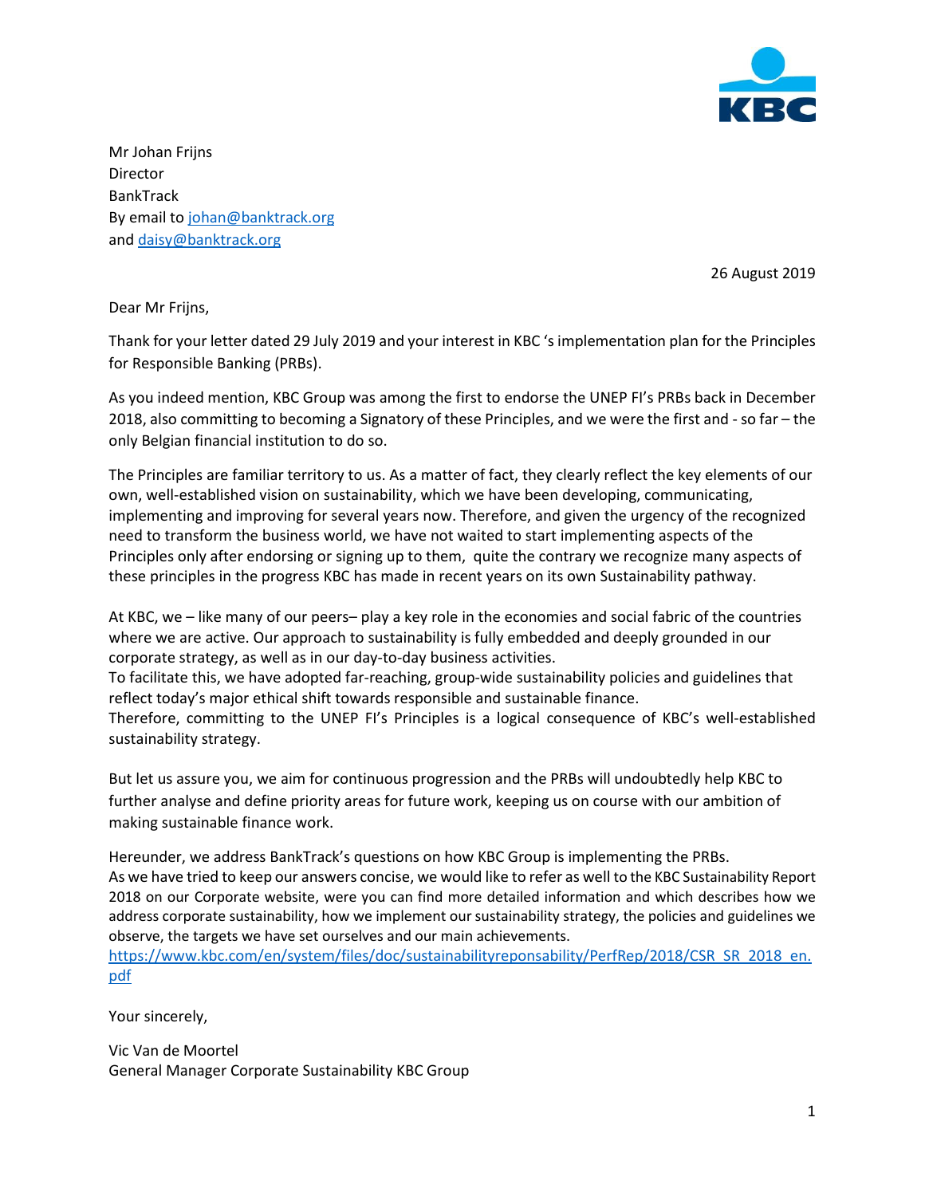Mr Johan Frijns
Director
BankTrack
By email to johan@banktrack.org
and daisy@banktrack.org

26 August 2019

Dear Mr Frijns,

Thank for your letter dated 29 July 2019 and your interest in KBC 's implementation plan for the Principles for Responsible Banking (PRBs).

As you indeed mention, KBC Group was among the first to endorse the UNEP FI's PRBs back in December 2018, also committing to becoming a Signatory of these Principles, and we were the first and - so far – the only Belgian financial institution to do so.

The Principles are familiar territory to us. As a matter of fact, they clearly reflect the key elements of our own, well-established vision on sustainability, which we have been developing, communicating, implementing and improving for several years now. Therefore, and given the urgency of the recognized need to transform the business world, we have not waited to start implementing aspects of the Principles only after endorsing or signing up to them, quite the contrary we recognize many aspects of these principles in the progress KBC has made in recent years on its own Sustainability pathway.

At KBC, we – like many of our peers– play a key role in the economies and social fabric of the countries where we are active. Our approach to sustainability is fully embedded and deeply grounded in our corporate strategy, as well as in our day-to-day business activities.
To facilitate this, we have adopted far-reaching, group-wide sustainability policies and guidelines that reflect today's major ethical shift towards responsible and sustainable finance.
Therefore, committing to the UNEP FI's Principles is a logical consequence of KBC's well-established sustainability strategy.

But let us assure you, we aim for continuous progression and the PRBs will undoubtedly help KBC to further analyse and define priority areas for future work, keeping us on course with our ambition of making sustainable finance work.

Hereunder, we address BankTrack's questions on how KBC Group is implementing the PRBs.
As we have tried to keep our answers concise, we would like to refer as well to the KBC Sustainability Report 2018 on our Corporate website, were you can find more detailed information and which describes how we address corporate sustainability, how we implement our sustainability strategy, the policies and guidelines we observe, the targets we have set ourselves and our main achievements.
https://www.kbc.com/en/system/files/doc/sustainabilityreponsability/PerfRep/2018/CSR_SR_2018_en.pdf

Your sincerely,

Vic Van de Moortel
General Manager Corporate Sustainability KBC Group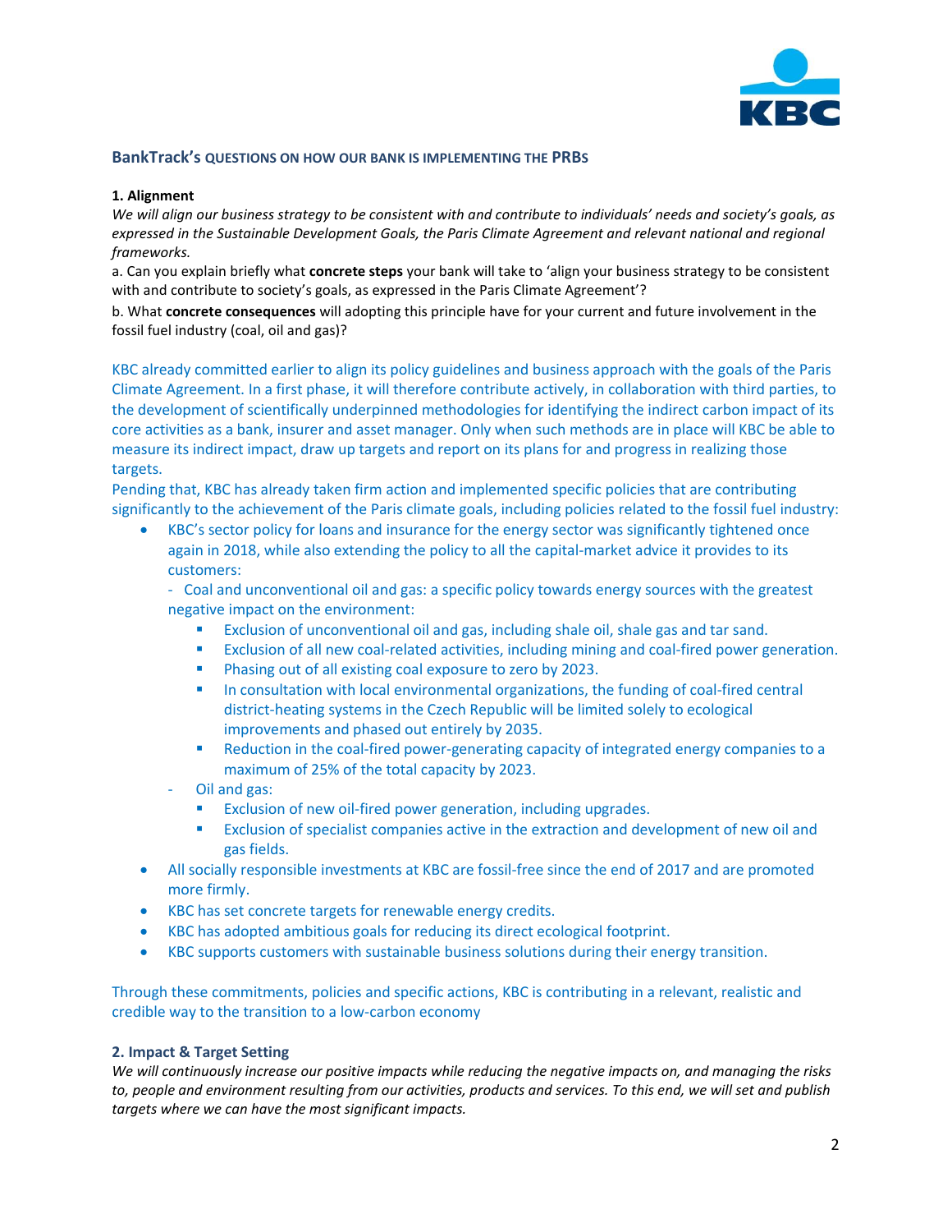## BankTrack's QUESTIONS ON HOW OUR BANK IS IMPLEMENTING THE PRBs

**1. Alignment**

*We will align our business strategy to be consistent with and contribute to individuals' needs and society's goals, as expressed in the Sustainable Development Goals, the Paris Climate Agreement and relevant national and regional frameworks.*

a. Can you explain briefly what **concrete steps** your bank will take to 'align your business strategy to be consistent with and contribute to society's goals, as expressed in the Paris Climate Agreement'?

b. What **concrete consequences** will adopting this principle have for your current and future involvement in the fossil fuel industry (coal, oil and gas)?

KBC already committed earlier to align its policy guidelines and business approach with the goals of the Paris Climate Agreement. In a first phase, it will therefore contribute actively, in collaboration with third parties, to the development of scientifically underpinned methodologies for identifying the indirect carbon impact of its core activities as a bank, insurer and asset manager. Only when such methods are in place will KBC be able to measure its indirect impact, draw up targets and report on its plans for and progress in realizing those targets.

Pending that, KBC has already taken firm action and implemented specific policies that are contributing significantly to the achievement of the Paris climate goals, including policies related to the fossil fuel industry:

- KBC's sector policy for loans and insurance for the energy sector was significantly tightened once again in 2018, while also extending the policy to all the capital-market advice it provides to its customers:
  - Coal and unconventional oil and gas: a specific policy towards energy sources with the greatest negative impact on the environment:
    - Exclusion of unconventional oil and gas, including shale oil, shale gas and tar sand.
    - Exclusion of all new coal-related activities, including mining and coal-fired power generation.
    - Phasing out of all existing coal exposure to zero by 2023.
    - In consultation with local environmental organizations, the funding of coal-fired central district-heating systems in the Czech Republic will be limited solely to ecological improvements and phased out entirely by 2035.
    - Reduction in the coal-fired power-generating capacity of integrated energy companies to a maximum of 25% of the total capacity by 2023.
  - Oil and gas:
    - Exclusion of new oil-fired power generation, including upgrades.
    - Exclusion of specialist companies active in the extraction and development of new oil and gas fields.
- All socially responsible investments at KBC are fossil-free since the end of 2017 and are promoted more firmly.
- KBC has set concrete targets for renewable energy credits.
- KBC has adopted ambitious goals for reducing its direct ecological footprint.
- KBC supports customers with sustainable business solutions during their energy transition.

Through these commitments, policies and specific actions, KBC is contributing in a relevant, realistic and credible way to the transition to a low-carbon economy

**2. Impact & Target Setting**

*We will continuously increase our positive impacts while reducing the negative impacts on, and managing the risks to, people and environment resulting from our activities, products and services. To this end, we will set and publish targets where we can have the most significant impacts.*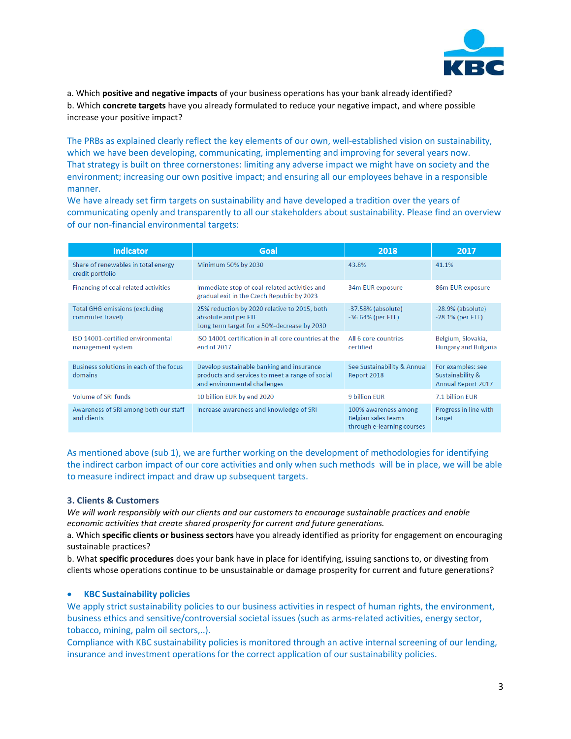a. Which **positive and negative impacts** of your business operations has your bank already identified?
b. Which **concrete targets** have you already formulated to reduce your negative impact, and where possible increase your positive impact?

The PRBs as explained clearly reflect the key elements of our own, well-established vision on sustainability, which we have been developing, communicating, implementing and improving for several years now. That strategy is built on three cornerstones: limiting any adverse impact we might have on society and the environment; increasing our own positive impact; and ensuring all our employees behave in a responsible manner.
We have already set firm targets on sustainability and have developed a tradition over the years of communicating openly and transparently to all our stakeholders about sustainability. Please find an overview of our non-financial environmental targets:

| Indicator | Goal | 2018 | 2017 |
|---|---|---|---|
| Share of renewables in total energy credit portfolio | Minimum 50% by 2030 | 43.8% | 41.1% |
| Financing of coal-related activities | Immediate stop of coal-related activities and gradual exit in the Czech Republic by 2023 | 34m EUR exposure | 86m EUR exposure |
| Total GHG emissions (excluding commuter travel) | 25% reduction by 2020 relative to 2015, both absolute and per FTE<br>Long term target for a 50%-decrease by 2030 | -37.58% (absolute)<br>-36.64% (per FTE) | -28.9% (absolute)<br>-28.1% (per FTE) |
| ISO 14001-certified environmental management system | ISO 14001 certification in all core countries at the end of 2017 | All 6 core countries certified | Belgium, Slovakia, Hungary and Bulgaria |
| Business solutions in each of the focus domains | Develop sustainable banking and insurance products and services to meet a range of social and environmental challenges | See Sustainability & Annual Report 2018 | For examples: see Sustainability & Annual Report 2017 |
| Volume of SRI funds | 10 billion EUR by end 2020 | 9 billion EUR | 7.1 billion EUR |
| Awareness of SRI among both our staff and clients | Increase awareness and knowledge of SRI | 100% awareness among Belgian sales teams through e-learning courses | Progress in line with target |

As mentioned above (sub 1), we are further working on the development of methodologies for identifying the indirect carbon impact of our core activities and only when such methods will be in place, we will be able to measure indirect impact and draw up subsequent targets.

### 3. Clients & Customers

*We will work responsibly with our clients and our customers to encourage sustainable practices and enable economic activities that create shared prosperity for current and future generations.*
a. Which **specific clients or business sectors** have you already identified as priority for engagement on encouraging sustainable practices?
b. What **specific procedures** does your bank have in place for identifying, issuing sanctions to, or divesting from clients whose operations continue to be unsustainable or damage prosperity for current and future generations?

- **KBC Sustainability policies**

We apply strict sustainability policies to our business activities in respect of human rights, the environment, business ethics and sensitive/controversial societal issues (such as arms-related activities, energy sector, tobacco, mining, palm oil sectors,..).
Compliance with KBC sustainability policies is monitored through an active internal screening of our lending, insurance and investment operations for the correct application of our sustainability policies.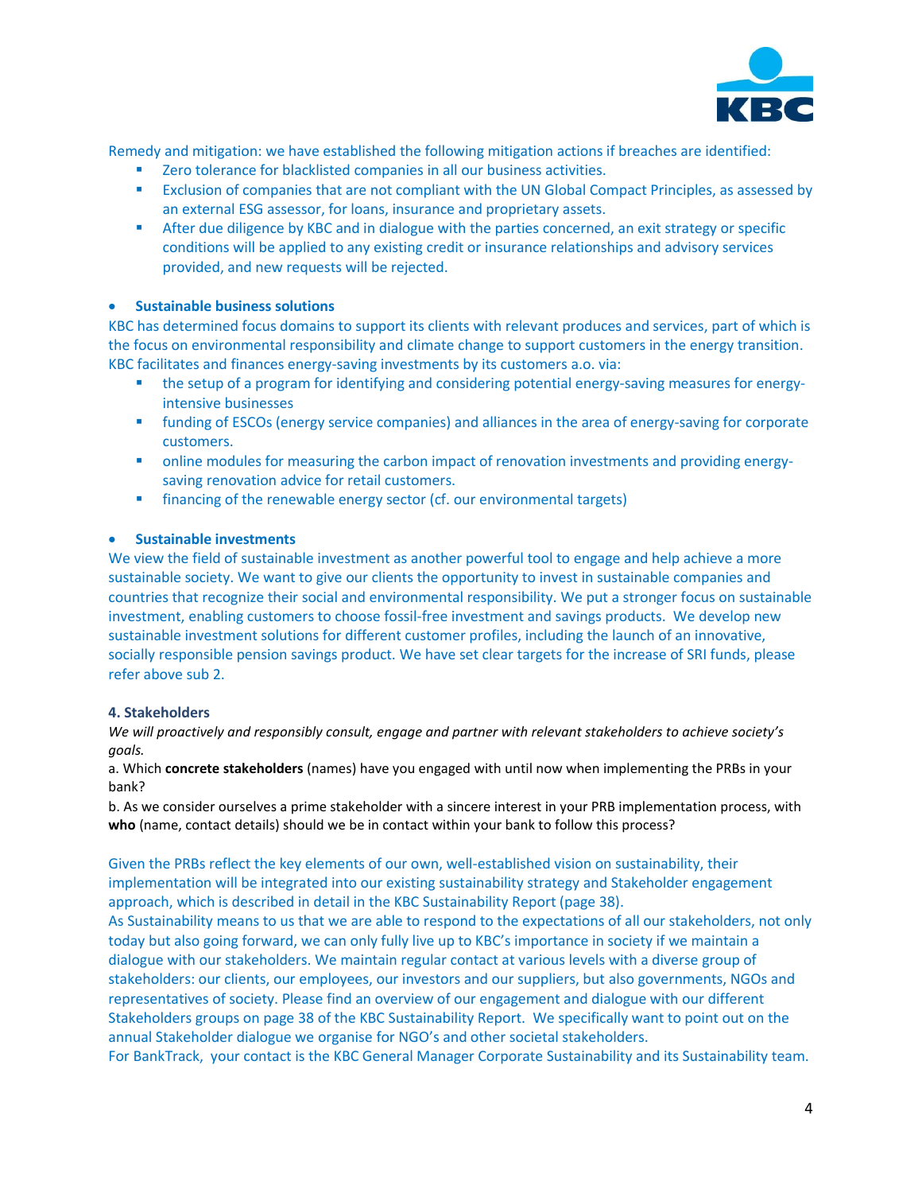Remedy and mitigation: we have established the following mitigation actions if breaches are identified:

- Zero tolerance for blacklisted companies in all our business activities.
- Exclusion of companies that are not compliant with the UN Global Compact Principles, as assessed by an external ESG assessor, for loans, insurance and proprietary assets.
- After due diligence by KBC and in dialogue with the parties concerned, an exit strategy or specific conditions will be applied to any existing credit or insurance relationships and advisory services provided, and new requests will be rejected.

- **Sustainable business solutions**

KBC has determined focus domains to support its clients with relevant produces and services, part of which is the focus on environmental responsibility and climate change to support customers in the energy transition. KBC facilitates and finances energy-saving investments by its customers a.o. via:

- the setup of a program for identifying and considering potential energy-saving measures for energy-intensive businesses
- funding of ESCOs (energy service companies) and alliances in the area of energy-saving for corporate customers.
- online modules for measuring the carbon impact of renovation investments and providing energy-saving renovation advice for retail customers.
- financing of the renewable energy sector (cf. our environmental targets)

- **Sustainable investments**

We view the field of sustainable investment as another powerful tool to engage and help achieve a more sustainable society. We want to give our clients the opportunity to invest in sustainable companies and countries that recognize their social and environmental responsibility. We put a stronger focus on sustainable investment, enabling customers to choose fossil-free investment and savings products. We develop new sustainable investment solutions for different customer profiles, including the launch of an innovative, socially responsible pension savings product. We have set clear targets for the increase of SRI funds, please refer above sub 2.

#### 4. Stakeholders

*We will proactively and responsibly consult, engage and partner with relevant stakeholders to achieve society's goals.*

a. Which **concrete stakeholders** (names) have you engaged with until now when implementing the PRBs in your bank?

b. As we consider ourselves a prime stakeholder with a sincere interest in your PRB implementation process, with **who** (name, contact details) should we be in contact within your bank to follow this process?

Given the PRBs reflect the key elements of our own, well-established vision on sustainability, their implementation will be integrated into our existing sustainability strategy and Stakeholder engagement approach, which is described in detail in the KBC Sustainability Report (page 38).

As Sustainability means to us that we are able to respond to the expectations of all our stakeholders, not only today but also going forward, we can only fully live up to KBC's importance in society if we maintain a dialogue with our stakeholders. We maintain regular contact at various levels with a diverse group of stakeholders: our clients, our employees, our investors and our suppliers, but also governments, NGOs and representatives of society. Please find an overview of our engagement and dialogue with our different Stakeholders groups on page 38 of the KBC Sustainability Report. We specifically want to point out on the annual Stakeholder dialogue we organise for NGO's and other societal stakeholders.

For BankTrack, your contact is the KBC General Manager Corporate Sustainability and its Sustainability team.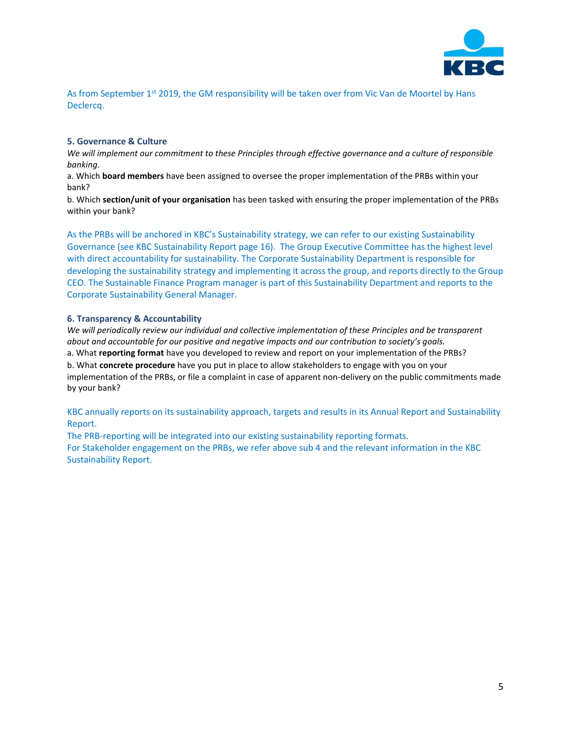As from September 1st 2019, the GM responsibility will be taken over from Vic Van de Moortel by Hans Declercq.

### 5. Governance & Culture

*We will implement our commitment to these Principles through effective governance and a culture of responsible banking.*

a. Which **board members** have been assigned to oversee the proper implementation of the PRBs within your bank?

b. Which **section/unit of your organisation** has been tasked with ensuring the proper implementation of the PRBs within your bank?

As the PRBs will be anchored in KBC's Sustainability strategy, we can refer to our existing Sustainability Governance (see KBC Sustainability Report page 16). The Group Executive Committee has the highest level with direct accountability for sustainability. The Corporate Sustainability Department is responsible for developing the sustainability strategy and implementing it across the group, and reports directly to the Group CEO. The Sustainable Finance Program manager is part of this Sustainability Department and reports to the Corporate Sustainability General Manager.

### 6. Transparency & Accountability

*We will periodically review our individual and collective implementation of these Principles and be transparent about and accountable for our positive and negative impacts and our contribution to society's goals.*

a. What **reporting format** have you developed to review and report on your implementation of the PRBs?

b. What **concrete procedure** have you put in place to allow stakeholders to engage with you on your implementation of the PRBs, or file a complaint in case of apparent non-delivery on the public commitments made by your bank?

KBC annually reports on its sustainability approach, targets and results in its Annual Report and Sustainability Report.

The PRB-reporting will be integrated into our existing sustainability reporting formats.

For Stakeholder engagement on the PRBs, we refer above sub 4 and the relevant information in the KBC Sustainability Report.